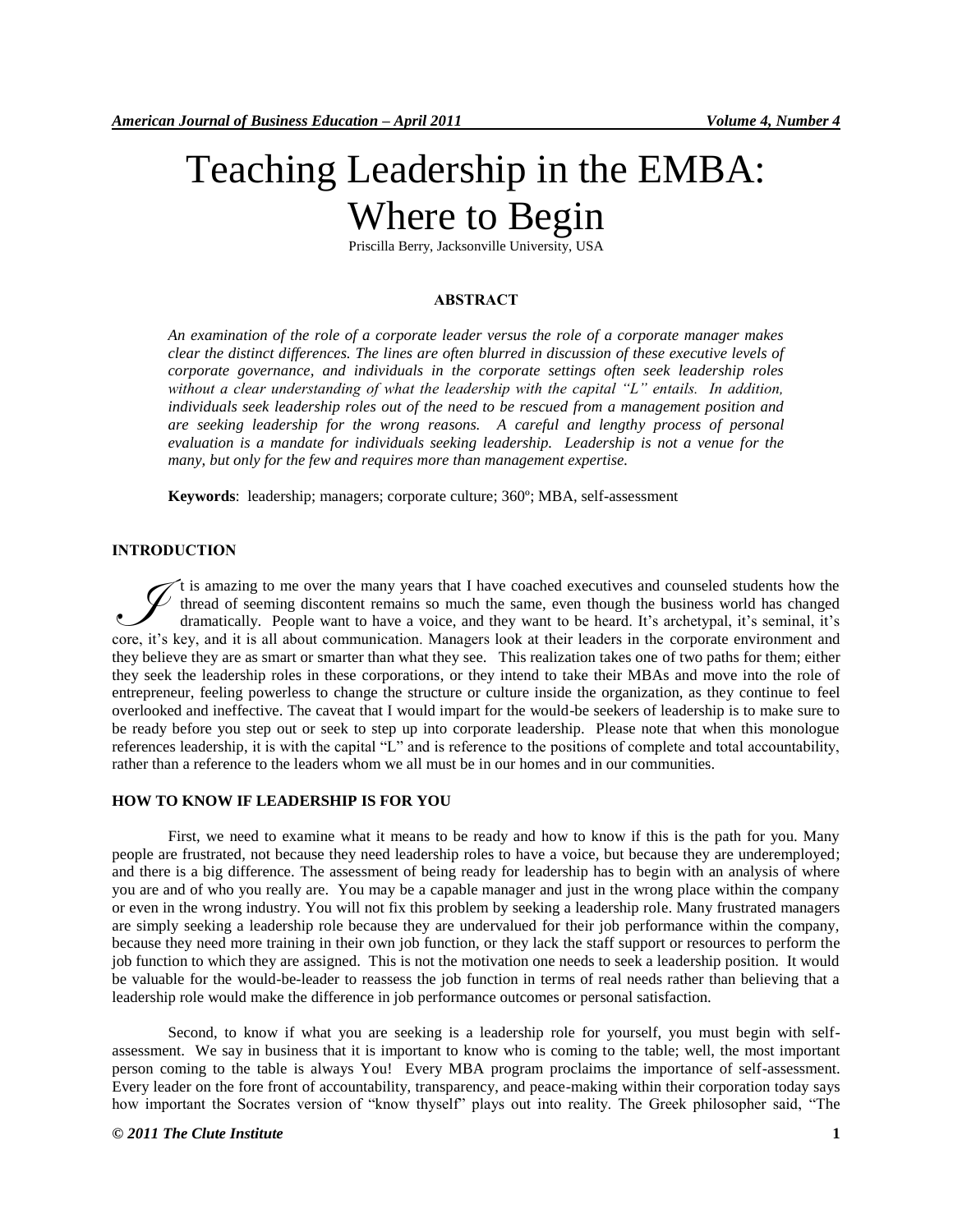# Teaching Leadership in the EMBA: Where to Begin

Priscilla Berry, Jacksonville University, USA

## ABSTRACT

*An examination of the role of a corporate leader versus the role of a corporate manager makes clear the distinct differences. The lines are often blurred in discussion of these executive levels of corporate governance, and individuals in the corporate settings often seek leadership roles without a clear understanding of what the leadership with the capital "L" entails. In addition, individuals seek leadership roles out of the need to be rescued from a management position and are seeking leadership for the wrong reasons. A careful and lengthy process of personal evaluation is a mandate for individuals seeking leadership. Leadership is not a venue for the many, but only for the few and requires more than management expertise.*

**Keywords**: leadership; managers; corporate culture; 360º; MBA, self-assessment

## INTRODUCTION

It is amazing to me over the many years that I have coached executives and counseled students how the thread of seeming discontent remains so much the same, even though the business world has changed dramatically. People want to have a voice, and they want to be heard. It's archetypal, it's seminal, it's core, it's key, and it is all about communication. Managers look at their leaders in the corporate environment and they believe they are as smart or smarter than what they see. This realization takes one of two paths for them; either they seek the leadership roles in these corporations, or they intend to take their MBAs and move into the role of entrepreneur, feeling powerless to change the structure or culture inside the organization, as they continue to feel overlooked and ineffective. The caveat that I would impart for the would-be seekers of leadership is to make sure to be ready before you step out or seek to step up into corporate leadership. Please note that when this monologue references leadership, it is with the capital "L" and is reference to the positions of complete and total accountability, rather than a reference to the leaders whom we all must be in our homes and in our communities.

## HOW TO KNOW IF LEADERSHIP IS FOR YOU

First, we need to examine what it means to be ready and how to know if this is the path for you. Many people are frustrated, not because they need leadership roles to have a voice, but because they are underemployed; and there is a big difference. The assessment of being ready for leadership has to begin with an analysis of where you are and of who you really are. You may be a capable manager and just in the wrong place within the company or even in the wrong industry. You will not fix this problem by seeking a leadership role. Many frustrated managers are simply seeking a leadership role because they are undervalued for their job performance within the company, because they need more training in their own job function, or they lack the staff support or resources to perform the job function to which they are assigned. This is not the motivation one needs to seek a leadership position. It would be valuable for the would-be-leader to reassess the job function in terms of real needs rather than believing that a leadership role would make the difference in job performance outcomes or personal satisfaction.

Second, to know if what you are seeking is a leadership role for yourself, you must begin with self-assessment. We say in business that it is important to know who is coming to the table; well, the most important person coming to the table is always You! Every MBA program proclaims the importance of self-assessment. Every leader on the fore front of accountability, transparency, and peace-making within their corporation today says how important the Socrates version of "know thyself" plays out into reality. The Greek philosopher said, "The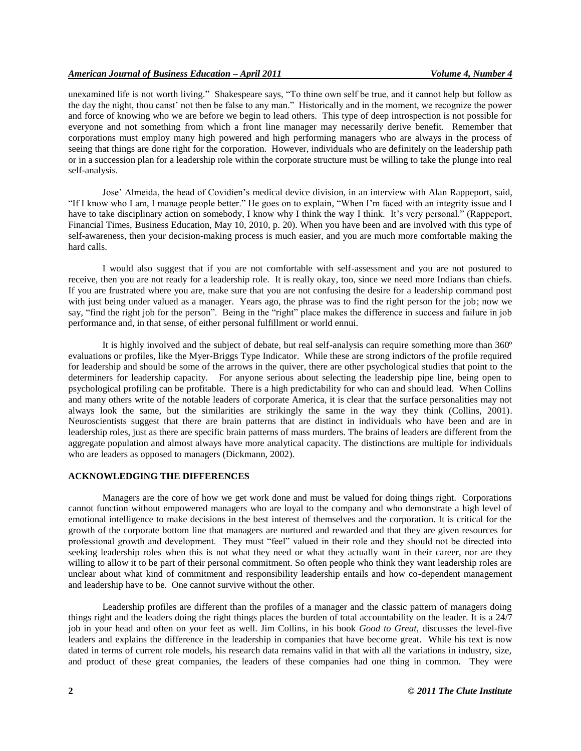unexamined life is not worth living." Shakespeare says, "To thine own self be true, and it cannot help but follow as the day the night, thou canst' not then be false to any man." Historically and in the moment, we recognize the power and force of knowing who we are before we begin to lead others. This type of deep introspection is not possible for everyone and not something from which a front line manager may necessarily derive benefit. Remember that corporations must employ many high powered and high performing managers who are always in the process of seeing that things are done right for the corporation. However, individuals who are definitely on the leadership path or in a succession plan for a leadership role within the corporate structure must be willing to take the plunge into real self-analysis.

Jose' Almeida, the head of Covidien's medical device division, in an interview with Alan Rappeport, said, "If I know who I am, I manage people better." He goes on to explain, "When I'm faced with an integrity issue and I have to take disciplinary action on somebody, I know why I think the way I think. It's very personal." (Rappeport, Financial Times, Business Education, May 10, 2010, p. 20). When you have been and are involved with this type of self-awareness, then your decision-making process is much easier, and you are much more comfortable making the hard calls.

I would also suggest that if you are not comfortable with self-assessment and you are not postured to receive, then you are not ready for a leadership role. It is really okay, too, since we need more Indians than chiefs. If you are frustrated where you are, make sure that you are not confusing the desire for a leadership command post with just being under valued as a manager. Years ago, the phrase was to find the right person for the job; now we say, "find the right job for the person". Being in the "right" place makes the difference in success and failure in job performance and, in that sense, of either personal fulfillment or world ennui.

It is highly involved and the subject of debate, but real self-analysis can require something more than 360º evaluations or profiles, like the Myer-Briggs Type Indicator. While these are strong indictors of the profile required for leadership and should be some of the arrows in the quiver, there are other psychological studies that point to the determiners for leadership capacity. For anyone serious about selecting the leadership pipe line, being open to psychological profiling can be profitable. There is a high predictability for who can and should lead. When Collins and many others write of the notable leaders of corporate America, it is clear that the surface personalities may not always look the same, but the similarities are strikingly the same in the way they think (Collins, 2001). Neuroscientists suggest that there are brain patterns that are distinct in individuals who have been and are in leadership roles, just as there are specific brain patterns of mass murders. The brains of leaders are different from the aggregate population and almost always have more analytical capacity. The distinctions are multiple for individuals who are leaders as opposed to managers (Dickmann, 2002).

## ACKNOWLEDGING THE DIFFERENCES

Managers are the core of how we get work done and must be valued for doing things right. Corporations cannot function without empowered managers who are loyal to the company and who demonstrate a high level of emotional intelligence to make decisions in the best interest of themselves and the corporation. It is critical for the growth of the corporate bottom line that managers are nurtured and rewarded and that they are given resources for professional growth and development. They must "feel" valued in their role and they should not be directed into seeking leadership roles when this is not what they need or what they actually want in their career, nor are they willing to allow it to be part of their personal commitment. So often people who think they want leadership roles are unclear about what kind of commitment and responsibility leadership entails and how co-dependent management and leadership have to be. One cannot survive without the other.

Leadership profiles are different than the profiles of a manager and the classic pattern of managers doing things right and the leaders doing the right things places the burden of total accountability on the leader. It is a 24/7 job in your head and often on your feet as well. Jim Collins, in his book *Good to Great,* discusses the level-five leaders and explains the difference in the leadership in companies that have become great. While his text is now dated in terms of current role models, his research data remains valid in that with all the variations in industry, size, and product of these great companies, the leaders of these companies had one thing in common. They were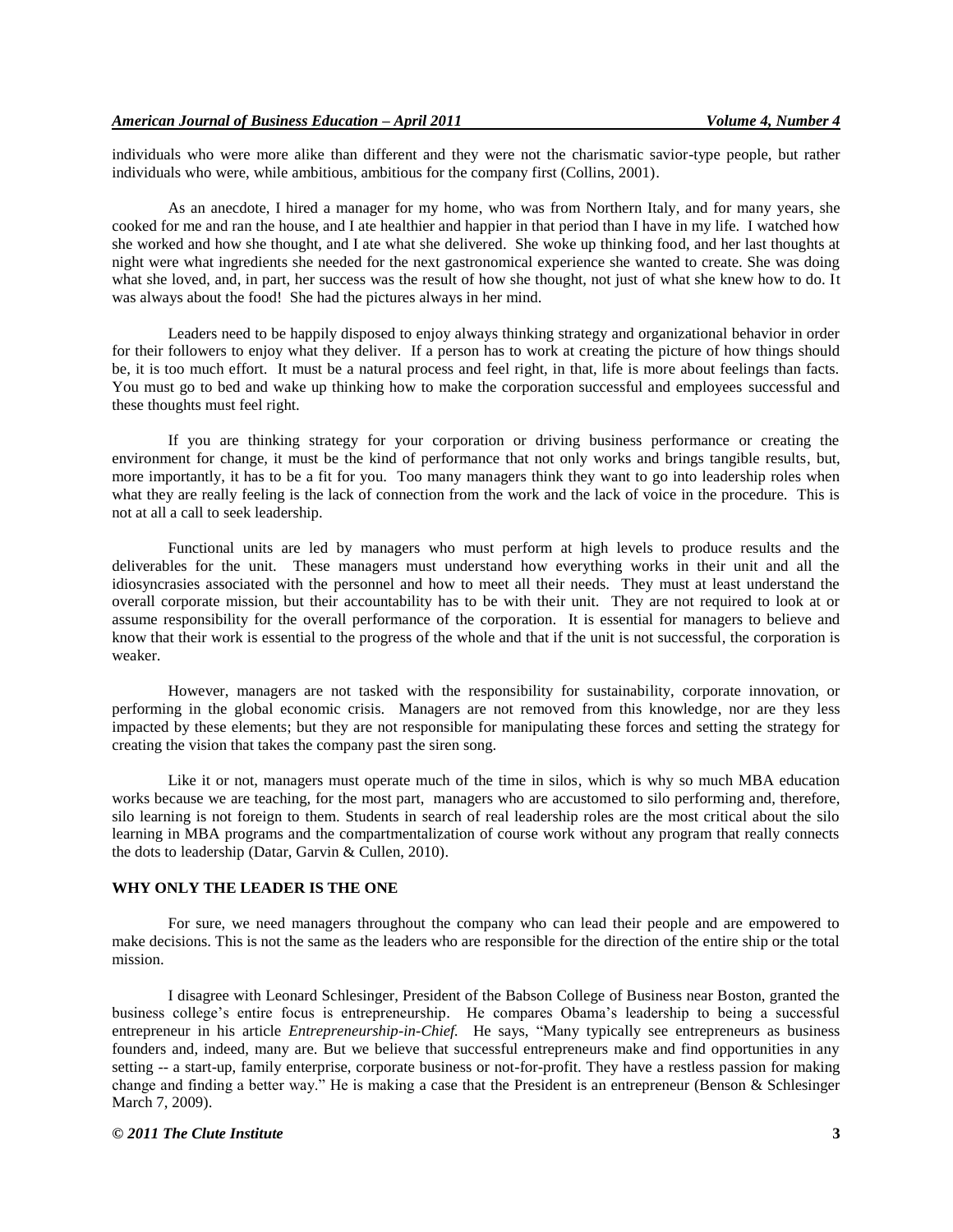individuals who were more alike than different and they were not the charismatic savior-type people, but rather individuals who were, while ambitious, ambitious for the company first (Collins, 2001).

As an anecdote, I hired a manager for my home, who was from Northern Italy, and for many years, she cooked for me and ran the house, and I ate healthier and happier in that period than I have in my life. I watched how she worked and how she thought, and I ate what she delivered. She woke up thinking food, and her last thoughts at night were what ingredients she needed for the next gastronomical experience she wanted to create. She was doing what she loved, and, in part, her success was the result of how she thought, not just of what she knew how to do. It was always about the food! She had the pictures always in her mind.

Leaders need to be happily disposed to enjoy always thinking strategy and organizational behavior in order for their followers to enjoy what they deliver. If a person has to work at creating the picture of how things should be, it is too much effort. It must be a natural process and feel right, in that, life is more about feelings than facts. You must go to bed and wake up thinking how to make the corporation successful and employees successful and these thoughts must feel right.

If you are thinking strategy for your corporation or driving business performance or creating the environment for change, it must be the kind of performance that not only works and brings tangible results, but, more importantly, it has to be a fit for you. Too many managers think they want to go into leadership roles when what they are really feeling is the lack of connection from the work and the lack of voice in the procedure. This is not at all a call to seek leadership.

Functional units are led by managers who must perform at high levels to produce results and the deliverables for the unit. These managers must understand how everything works in their unit and all the idiosyncrasies associated with the personnel and how to meet all their needs. They must at least understand the overall corporate mission, but their accountability has to be with their unit. They are not required to look at or assume responsibility for the overall performance of the corporation. It is essential for managers to believe and know that their work is essential to the progress of the whole and that if the unit is not successful, the corporation is weaker.

However, managers are not tasked with the responsibility for sustainability, corporate innovation, or performing in the global economic crisis. Managers are not removed from this knowledge, nor are they less impacted by these elements; but they are not responsible for manipulating these forces and setting the strategy for creating the vision that takes the company past the siren song.

Like it or not, managers must operate much of the time in silos, which is why so much MBA education works because we are teaching, for the most part, managers who are accustomed to silo performing and, therefore, silo learning is not foreign to them. Students in search of real leadership roles are the most critical about the silo learning in MBA programs and the compartmentalization of course work without any program that really connects the dots to leadership (Datar, Garvin & Cullen, 2010).

## WHY ONLY THE LEADER IS THE ONE

For sure, we need managers throughout the company who can lead their people and are empowered to make decisions. This is not the same as the leaders who are responsible for the direction of the entire ship or the total mission.

I disagree with Leonard Schlesinger, President of the Babson College of Business near Boston, granted the business college's entire focus is entrepreneurship. He compares Obama's leadership to being a successful entrepreneur in his article *Entrepreneurship-in-Chief.* He says, "Many typically see entrepreneurs as business founders and, indeed, many are. But we believe that successful entrepreneurs make and find opportunities in any setting -- a start-up, family enterprise, corporate business or not-for-profit. They have a restless passion for making change and finding a better way." He is making a case that the President is an entrepreneur (Benson & Schlesinger March 7, 2009).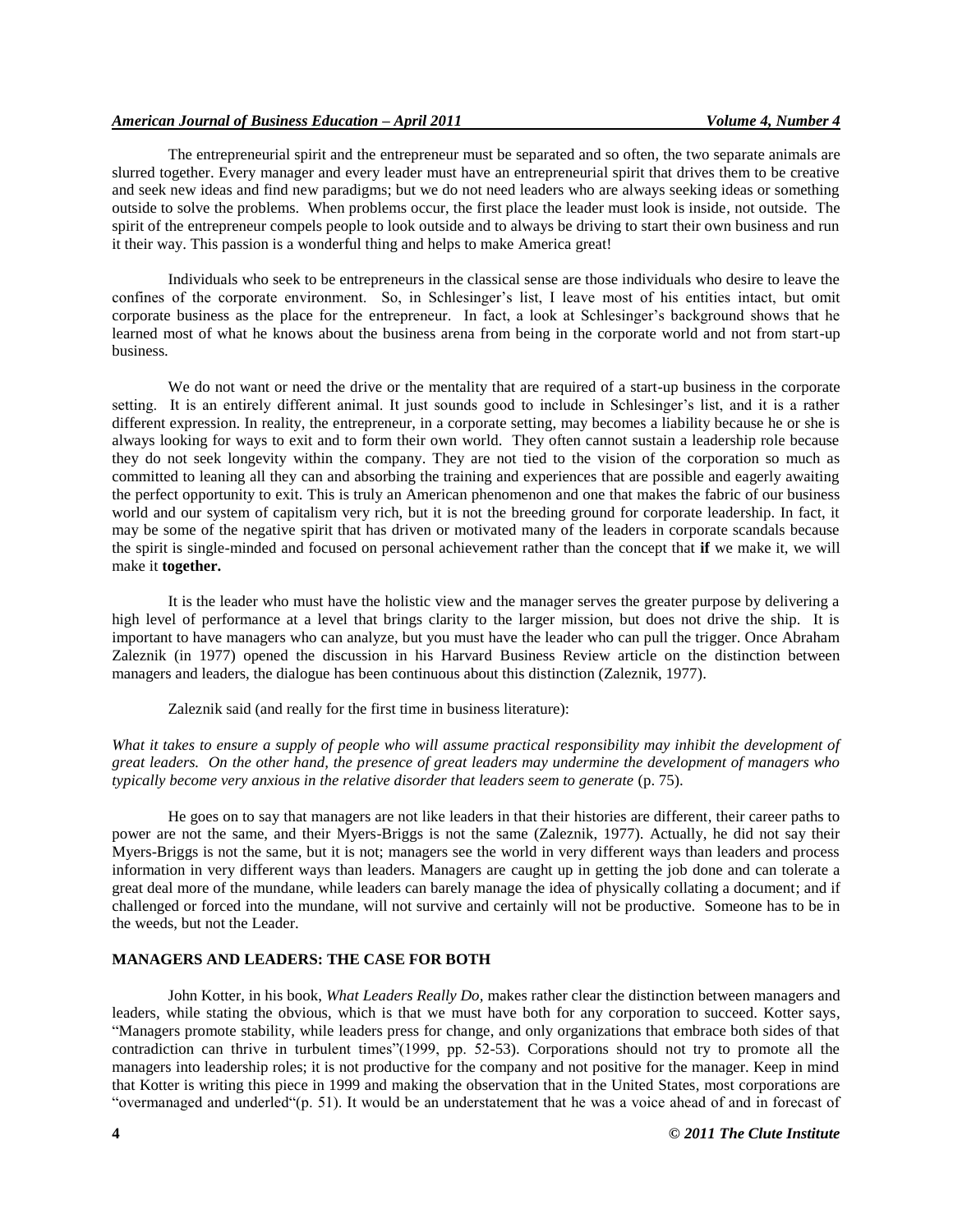The entrepreneurial spirit and the entrepreneur must be separated and so often, the two separate animals are slurred together. Every manager and every leader must have an entrepreneurial spirit that drives them to be creative and seek new ideas and find new paradigms; but we do not need leaders who are always seeking ideas or something outside to solve the problems. When problems occur, the first place the leader must look is inside, not outside. The spirit of the entrepreneur compels people to look outside and to always be driving to start their own business and run it their way. This passion is a wonderful thing and helps to make America great!

Individuals who seek to be entrepreneurs in the classical sense are those individuals who desire to leave the confines of the corporate environment. So, in Schlesinger's list, I leave most of his entities intact, but omit corporate business as the place for the entrepreneur. In fact, a look at Schlesinger's background shows that he learned most of what he knows about the business arena from being in the corporate world and not from start-up business.

We do not want or need the drive or the mentality that are required of a start-up business in the corporate setting. It is an entirely different animal. It just sounds good to include in Schlesinger's list, and it is a rather different expression. In reality, the entrepreneur, in a corporate setting, may becomes a liability because he or she is always looking for ways to exit and to form their own world. They often cannot sustain a leadership role because they do not seek longevity within the company. They are not tied to the vision of the corporation so much as committed to leaning all they can and absorbing the training and experiences that are possible and eagerly awaiting the perfect opportunity to exit. This is truly an American phenomenon and one that makes the fabric of our business world and our system of capitalism very rich, but it is not the breeding ground for corporate leadership. In fact, it may be some of the negative spirit that has driven or motivated many of the leaders in corporate scandals because the spirit is single-minded and focused on personal achievement rather than the concept that **if** we make it, we will make it **together.**

It is the leader who must have the holistic view and the manager serves the greater purpose by delivering a high level of performance at a level that brings clarity to the larger mission, but does not drive the ship. It is important to have managers who can analyze, but you must have the leader who can pull the trigger. Once Abraham Zaleznik (in 1977) opened the discussion in his Harvard Business Review article on the distinction between managers and leaders, the dialogue has been continuous about this distinction (Zaleznik, 1977).

Zaleznik said (and really for the first time in business literature):

*What it takes to ensure a supply of people who will assume practical responsibility may inhibit the development of great leaders. On the other hand, the presence of great leaders may undermine the development of managers who typically become very anxious in the relative disorder that leaders seem to generate* (p. 75).

He goes on to say that managers are not like leaders in that their histories are different, their career paths to power are not the same, and their Myers-Briggs is not the same (Zaleznik, 1977). Actually, he did not say their Myers-Briggs is not the same, but it is not; managers see the world in very different ways than leaders and process information in very different ways than leaders. Managers are caught up in getting the job done and can tolerate a great deal more of the mundane, while leaders can barely manage the idea of physically collating a document; and if challenged or forced into the mundane, will not survive and certainly will not be productive. Someone has to be in the weeds, but not the Leader.

## MANAGERS AND LEADERS: THE CASE FOR BOTH

John Kotter, in his book, *What Leaders Really Do*, makes rather clear the distinction between managers and leaders, while stating the obvious, which is that we must have both for any corporation to succeed. Kotter says, "Managers promote stability, while leaders press for change, and only organizations that embrace both sides of that contradiction can thrive in turbulent times"(1999, pp. 52-53). Corporations should not try to promote all the managers into leadership roles; it is not productive for the company and not positive for the manager. Keep in mind that Kotter is writing this piece in 1999 and making the observation that in the United States, most corporations are "overmanaged and underled"(p. 51). It would be an understatement that he was a voice ahead of and in forecast of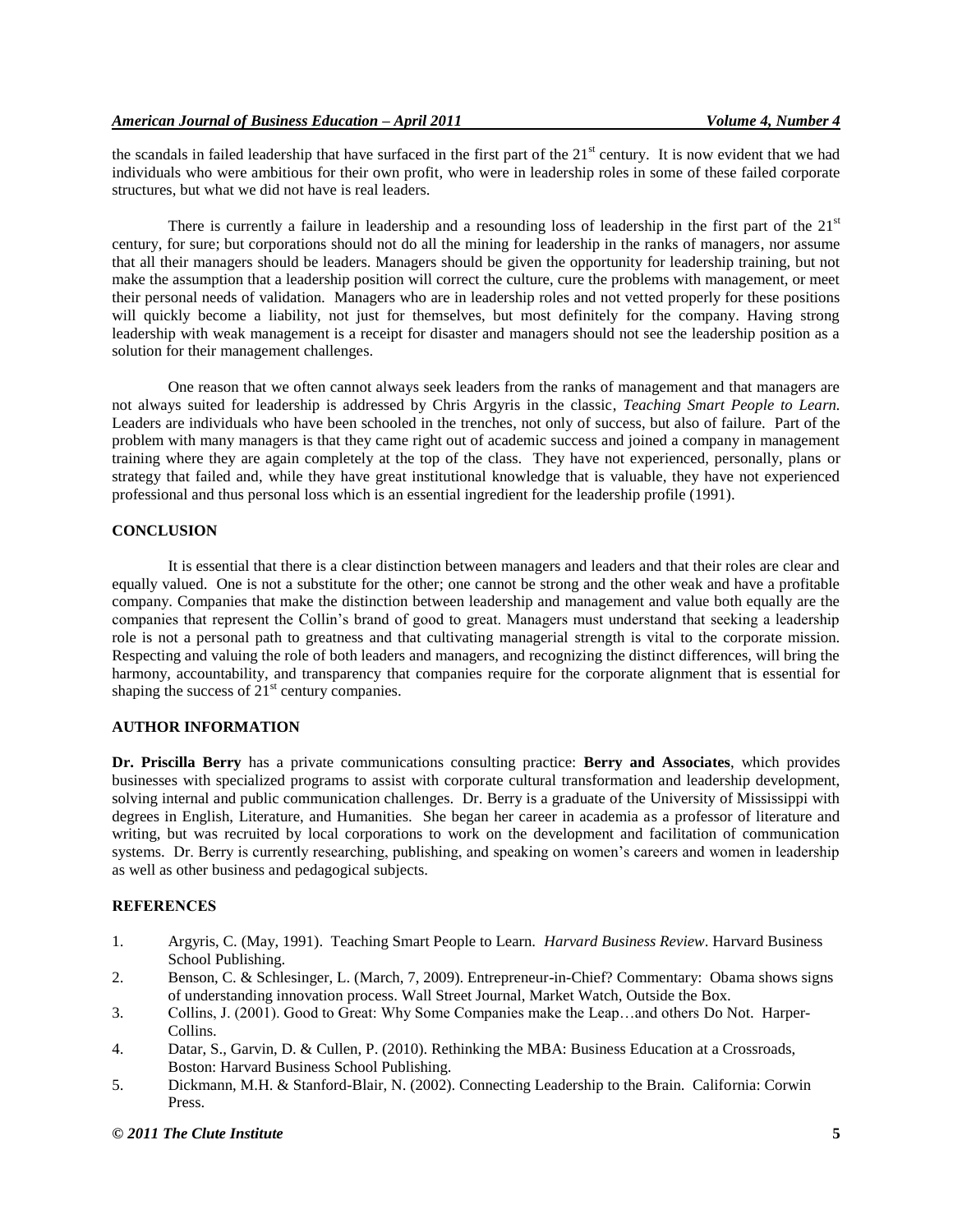the scandals in failed leadership that have surfaced in the first part of the 21st century. It is now evident that we had individuals who were ambitious for their own profit, who were in leadership roles in some of these failed corporate structures, but what we did not have is real leaders.

There is currently a failure in leadership and a resounding loss of leadership in the first part of the 21st century, for sure; but corporations should not do all the mining for leadership in the ranks of managers, nor assume that all their managers should be leaders. Managers should be given the opportunity for leadership training, but not make the assumption that a leadership position will correct the culture, cure the problems with management, or meet their personal needs of validation. Managers who are in leadership roles and not vetted properly for these positions will quickly become a liability, not just for themselves, but most definitely for the company. Having strong leadership with weak management is a receipt for disaster and managers should not see the leadership position as a solution for their management challenges.

One reason that we often cannot always seek leaders from the ranks of management and that managers are not always suited for leadership is addressed by Chris Argyris in the classic, *Teaching Smart People to Learn.* Leaders are individuals who have been schooled in the trenches, not only of success, but also of failure. Part of the problem with many managers is that they came right out of academic success and joined a company in management training where they are again completely at the top of the class. They have not experienced, personally, plans or strategy that failed and, while they have great institutional knowledge that is valuable, they have not experienced professional and thus personal loss which is an essential ingredient for the leadership profile (1991).

## CONCLUSION

It is essential that there is a clear distinction between managers and leaders and that their roles are clear and equally valued. One is not a substitute for the other; one cannot be strong and the other weak and have a profitable company. Companies that make the distinction between leadership and management and value both equally are the companies that represent the Collin's brand of good to great. Managers must understand that seeking a leadership role is not a personal path to greatness and that cultivating managerial strength is vital to the corporate mission. Respecting and valuing the role of both leaders and managers, and recognizing the distinct differences, will bring the harmony, accountability, and transparency that companies require for the corporate alignment that is essential for shaping the success of 21st century companies.

## AUTHOR INFORMATION

**Dr. Priscilla Berry** has a private communications consulting practice: **Berry and Associates**, which provides businesses with specialized programs to assist with corporate cultural transformation and leadership development, solving internal and public communication challenges. Dr. Berry is a graduate of the University of Mississippi with degrees in English, Literature, and Humanities. She began her career in academia as a professor of literature and writing, but was recruited by local corporations to work on the development and facilitation of communication systems. Dr. Berry is currently researching, publishing, and speaking on women's careers and women in leadership as well as other business and pedagogical subjects.

## REFERENCES

1. Argyris, C. (May, 1991). Teaching Smart People to Learn. *Harvard Business Review*. Harvard Business School Publishing.
2. Benson, C. & Schlesinger, L. (March, 7, 2009). Entrepreneur-in-Chief? Commentary: Obama shows signs of understanding innovation process. Wall Street Journal, Market Watch, Outside the Box.
3. Collins, J. (2001). Good to Great: Why Some Companies make the Leap…and others Do Not. Harper-Collins.
4. Datar, S., Garvin, D. & Cullen, P. (2010). Rethinking the MBA: Business Education at a Crossroads, Boston: Harvard Business School Publishing.
5. Dickmann, M.H. & Stanford-Blair, N. (2002). Connecting Leadership to the Brain. California: Corwin Press.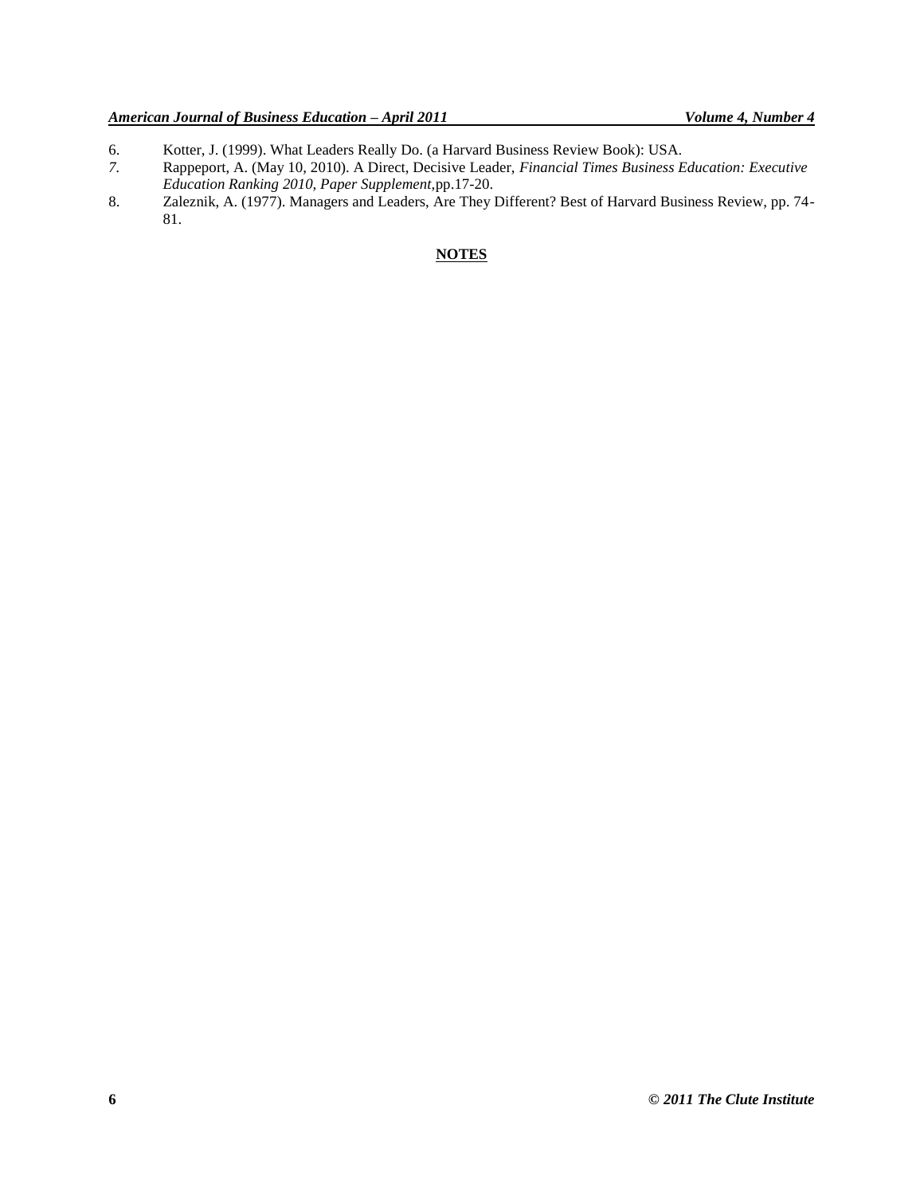6. Kotter, J. (1999). What Leaders Really Do. (a Harvard Business Review Book): USA.
7. Rappeport, A. (May 10, 2010). A Direct, Decisive Leader, *Financial Times Business Education: Executive Education Ranking 2010, Paper Supplement*,pp.17-20.
8. Zaleznik, A. (1977). Managers and Leaders, Are They Different? Best of Harvard Business Review, pp. 74-81.

## NOTES